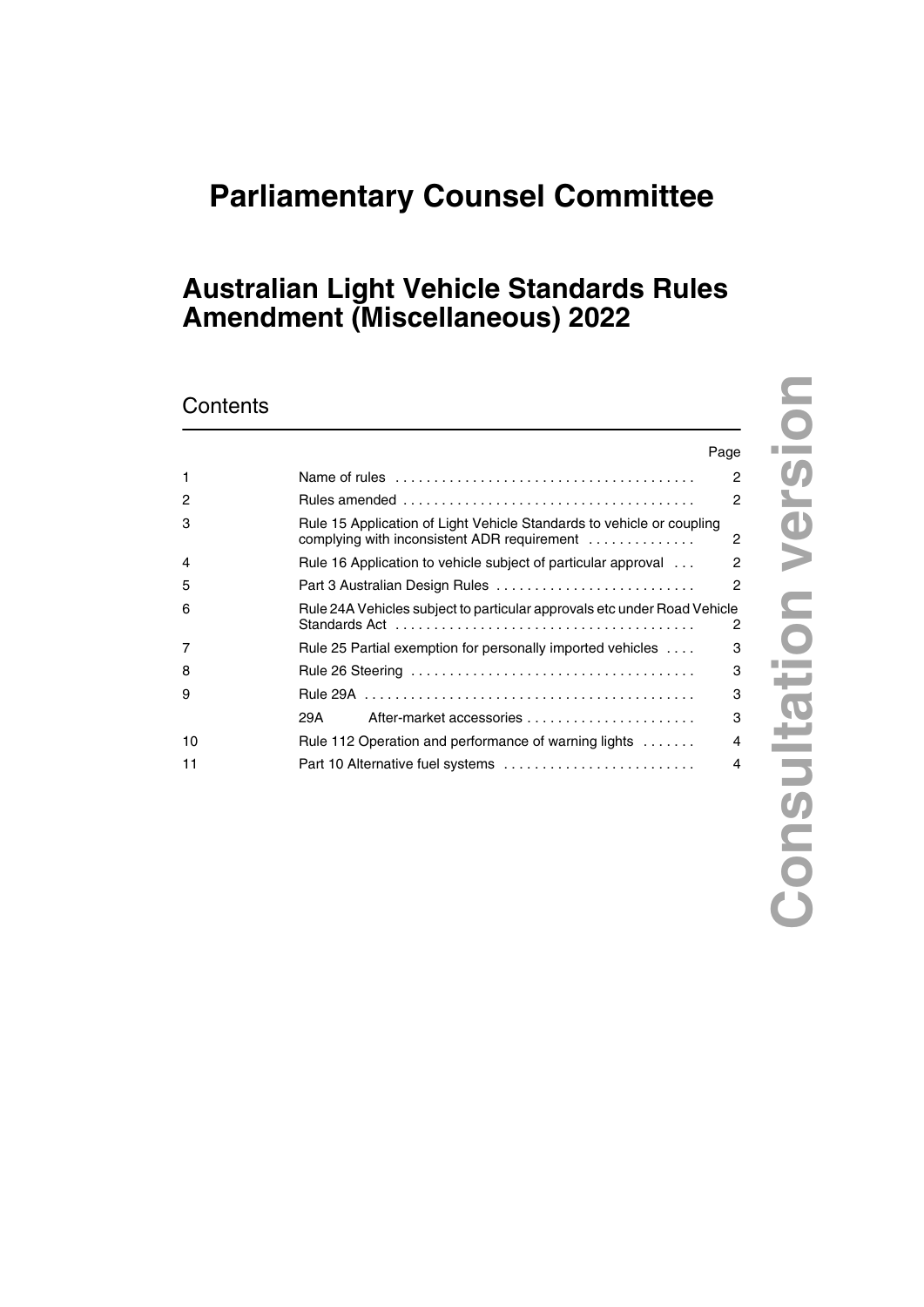# Parliamentary Counsel Committee

## Australian Light Vehicle Standards Rules Amendment (Miscellaneous) 2022

Consultation version

### Contents

| | | Page |
|---|---|---|
| 1 | Name of rules | 2 |
| 2 | Rules amended | 2 |
| 3 | Rule 15 Application of Light Vehicle Standards to vehicle or coupling complying with inconsistent ADR requirement | 2 |
| 4 | Rule 16 Application to vehicle subject of particular approval | 2 |
| 5 | Part 3 Australian Design Rules | 2 |
| 6 | Rule 24A Vehicles subject to particular approvals etc under Road Vehicle Standards Act | 2 |
| 7 | Rule 25 Partial exemption for personally imported vehicles | 3 |
| 8 | Rule 26 Steering | 3 |
| 9 | Rule 29A | 3 |
| | 29A After-market accessories | 3 |
| 10 | Rule 112 Operation and performance of warning lights | 4 |
| 11 | Part 10 Alternative fuel systems | 4 |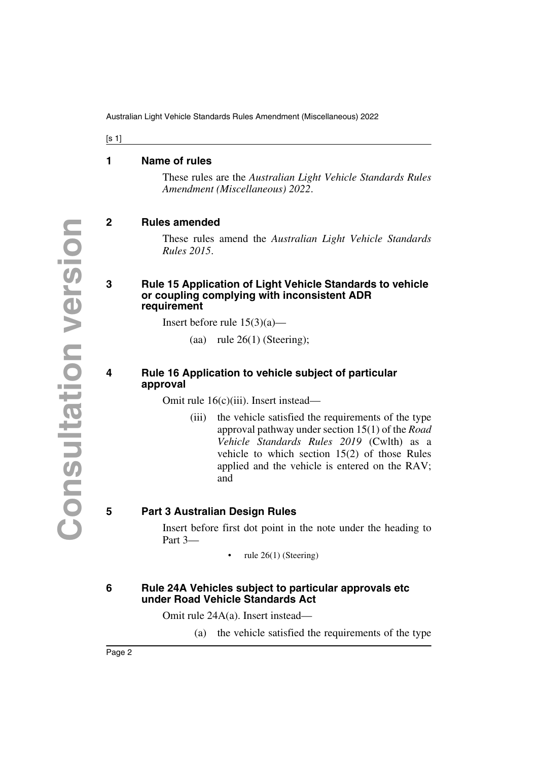## 1 Name of rules

These rules are the *Australian Light Vehicle Standards Rules Amendment (Miscellaneous) 2022*.

## 2 Rules amended

These rules amend the *Australian Light Vehicle Standards Rules 2015*.

## 3 Rule 15 Application of Light Vehicle Standards to vehicle or coupling complying with inconsistent ADR requirement

Insert before rule 15(3)(a)—

(aa) rule 26(1) (Steering);

## 4 Rule 16 Application to vehicle subject of particular approval

Omit rule 16(c)(iii). Insert instead—

(iii) the vehicle satisfied the requirements of the type approval pathway under section 15(1) of the *Road Vehicle Standards Rules 2019* (Cwlth) as a vehicle to which section 15(2) of those Rules applied and the vehicle is entered on the RAV; and

## 5 Part 3 Australian Design Rules

Insert before first dot point in the note under the heading to Part 3—

- rule 26(1) (Steering)

## 6 Rule 24A Vehicles subject to particular approvals etc under Road Vehicle Standards Act

Omit rule 24A(a). Insert instead—

(a) the vehicle satisfied the requirements of the type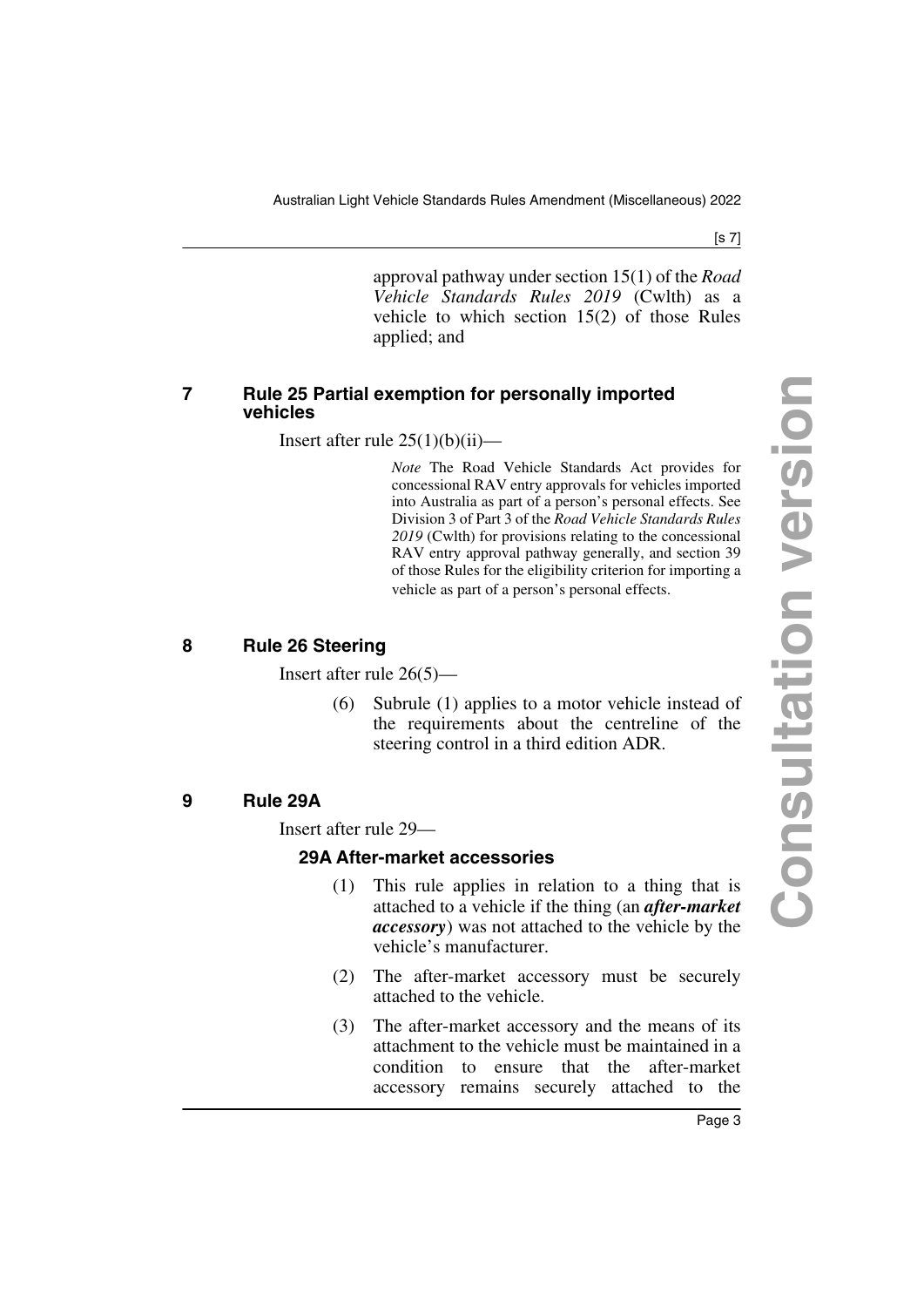approval pathway under section 15(1) of the *Road Vehicle Standards Rules 2019* (Cwlth) as a vehicle to which section 15(2) of those Rules applied; and

## 7 Rule 25 Partial exemption for personally imported vehicles

Insert after rule 25(1)(b)(ii)—

*Note* The Road Vehicle Standards Act provides for concessional RAV entry approvals for vehicles imported into Australia as part of a person's personal effects. See Division 3 of Part 3 of the *Road Vehicle Standards Rules 2019* (Cwlth) for provisions relating to the concessional RAV entry approval pathway generally, and section 39 of those Rules for the eligibility criterion for importing a vehicle as part of a person's personal effects.

## 8 Rule 26 Steering

Insert after rule 26(5)—

(6) Subrule (1) applies to a motor vehicle instead of the requirements about the centreline of the steering control in a third edition ADR.

## 9 Rule 29A

Insert after rule 29—

### 29A After-market accessories

(1) This rule applies in relation to a thing that is attached to a vehicle if the thing (an ***after-market accessory***) was not attached to the vehicle by the vehicle's manufacturer.

(2) The after-market accessory must be securely attached to the vehicle.

(3) The after-market accessory and the means of its attachment to the vehicle must be maintained in a condition to ensure that the after-market accessory remains securely attached to the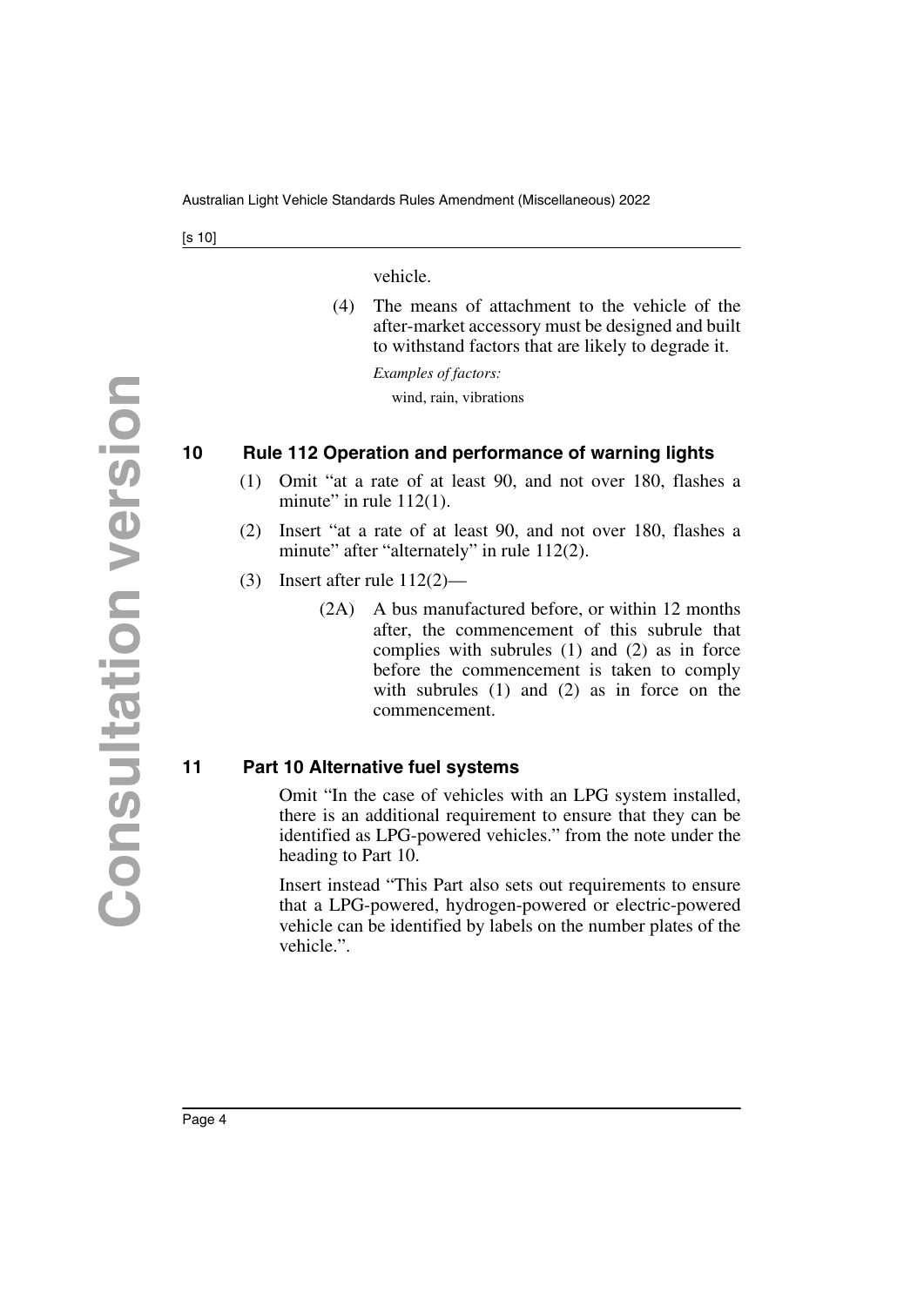vehicle.

(4) The means of attachment to the vehicle of the after-market accessory must be designed and built to withstand factors that are likely to degrade it.

*Examples of factors:*

wind, rain, vibrations

## 10 Rule 112 Operation and performance of warning lights

(1) Omit "at a rate of at least 90, and not over 180, flashes a minute" in rule 112(1).

(2) Insert "at a rate of at least 90, and not over 180, flashes a minute" after "alternately" in rule 112(2).

(3) Insert after rule 112(2)—

(2A) A bus manufactured before, or within 12 months after, the commencement of this subrule that complies with subrules (1) and (2) as in force before the commencement is taken to comply with subrules (1) and (2) as in force on the commencement.

## 11 Part 10 Alternative fuel systems

Omit "In the case of vehicles with an LPG system installed, there is an additional requirement to ensure that they can be identified as LPG-powered vehicles." from the note under the heading to Part 10.

Insert instead "This Part also sets out requirements to ensure that a LPG-powered, hydrogen-powered or electric-powered vehicle can be identified by labels on the number plates of the vehicle.".